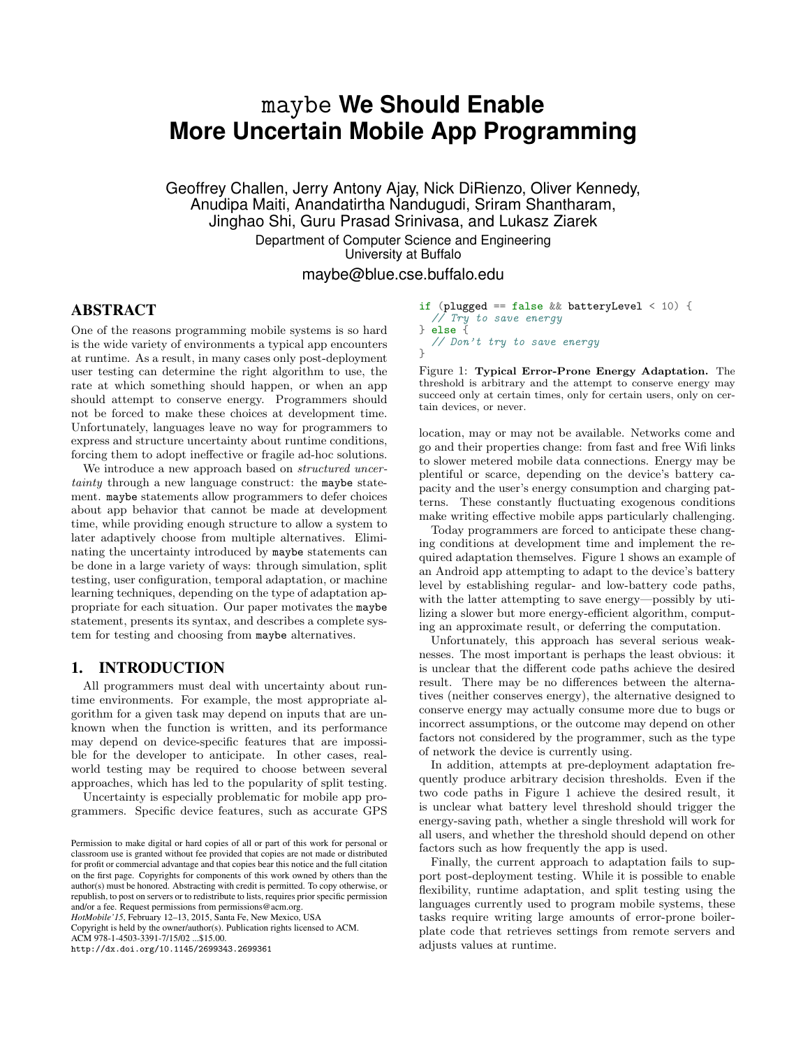# `maybe` We Should Enable More Uncertain Mobile App Programming

Geoffrey Challen, Jerry Antony Ajay, Nick DiRienzo, Oliver Kennedy, Anudipa Maiti, Anandatirtha Nandugudi, Sriram Shantharam, Jinghao Shi, Guru Prasad Srinivasa, and Lukasz Ziarek

Department of Computer Science and Engineering
University at Buffalo

maybe@blue.cse.buffalo.edu

## ABSTRACT

One of the reasons programming mobile systems is so hard is the wide variety of environments a typical app encounters at runtime. As a result, in many cases only post-deployment user testing can determine the right algorithm to use, the rate at which something should happen, or when an app should attempt to conserve energy. Programmers should not be forced to make these choices at development time. Unfortunately, languages leave no way for programmers to express and structure uncertainty about runtime conditions, forcing them to adopt ineffective or fragile ad-hoc solutions.

We introduce a new approach based on *structured uncertainty* through a new language construct: the `maybe` statement. `maybe` statements allow programmers to defer choices about app behavior that cannot be made at development time, while providing enough structure to allow a system to later adaptively choose from multiple alternatives. Eliminating the uncertainty introduced by `maybe` statements can be done in a large variety of ways: through simulation, split testing, user configuration, temporal adaptation, or machine learning techniques, depending on the type of adaptation appropriate for each situation. Our paper motivates the `maybe` statement, presents its syntax, and describes a complete system for testing and choosing from `maybe` alternatives.

## 1. INTRODUCTION

All programmers must deal with uncertainty about runtime environments. For example, the most appropriate algorithm for a given task may depend on inputs that are unknown when the function is written, and its performance may depend on device-specific features that are impossible for the developer to anticipate. In other cases, real-world testing may be required to choose between several approaches, which has led to the popularity of split testing.

Uncertainty is especially problematic for mobile app programmers. Specific device features, such as accurate GPS location, may or may not be available. Networks come and go and their properties change: from fast and free Wifi links to slower metered mobile data connections. Energy may be plentiful or scarce, depending on the device's battery capacity and the user's energy consumption and charging patterns. These constantly fluctuating exogenous conditions make writing effective mobile apps particularly challenging.

```
if (plugged == false && batteryLevel < 10) {
  // Try to save energy
} else {
  // Don't try to save energy
}
```

Figure 1: **Typical Error-Prone Energy Adaptation.** The threshold is arbitrary and the attempt to conserve energy may succeed only at certain times, only for certain users, only on certain devices, or never.

Today programmers are forced to anticipate these changing conditions at development time and implement the required adaptation themselves. Figure 1 shows an example of an Android app attempting to adapt to the device's battery level by establishing regular- and low-battery code paths, with the latter attempting to save energy—possibly by utilizing a slower but more energy-efficient algorithm, computing an approximate result, or deferring the computation.

Unfortunately, this approach has several serious weaknesses. The most important is perhaps the least obvious: it is unclear that the different code paths achieve the desired result. There may be no differences between the alternatives (neither conserves energy), the alternative designed to conserve energy may actually consume more due to bugs or incorrect assumptions, or the outcome may depend on other factors not considered by the programmer, such as the type of network the device is currently using.

In addition, attempts at pre-deployment adaptation frequently produce arbitrary decision thresholds. Even if the two code paths in Figure 1 achieve the desired result, it is unclear what battery level threshold should trigger the energy-saving path, whether a single threshold will work for all users, and whether the threshold should depend on other factors such as how frequently the app is used.

Finally, the current approach to adaptation fails to support post-deployment testing. While it is possible to enable flexibility, runtime adaptation, and split testing using the languages currently used to program mobile systems, these tasks require writing large amounts of error-prone boilerplate code that retrieves settings from remote servers and adjusts values at runtime.

Permission to make digital or hard copies of all or part of this work for personal or classroom use is granted without fee provided that copies are not made or distributed for profit or commercial advantage and that copies bear this notice and the full citation on the first page. Copyrights for components of this work owned by others than the author(s) must be honored. Abstracting with credit is permitted. To copy otherwise, or republish, to post on servers or to redistribute to lists, requires prior specific permission and/or a fee. Request permissions from permissions@acm.org.
*HotMobile'15*, February 12–13, 2015, Santa Fe, New Mexico, USA
Copyright is held by the owner/author(s). Publication rights licensed to ACM.
ACM 978-1-4503-3391-7/15/02 ...$15.00.
http://dx.doi.org/10.1145/2699343.2699361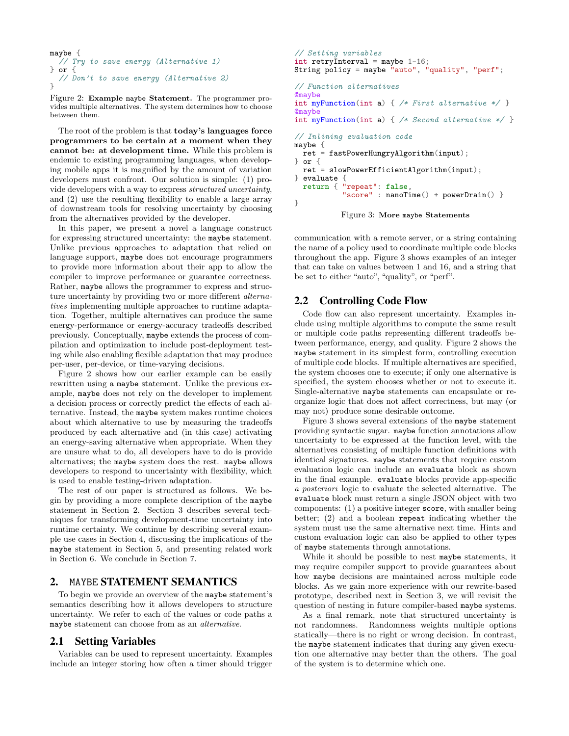```
maybe {
  // Try to save energy (Alternative 1)
} or {
  // Don't to save energy (Alternative 2)
}
```

Figure 2: **Example maybe Statement.** The programmer provides multiple alternatives. The system determines how to choose between them.

The root of the problem is that **today's languages force programmers to be certain at a moment when they cannot be: at development time.** While this problem is endemic to existing programming languages, when developing mobile apps it is magnified by the amount of variation developers must confront. Our solution is simple: (1) provide developers with a way to express *structured uncertainty*, and (2) use the resulting flexibility to enable a large array of downstream tools for resolving uncertainty by choosing from the alternatives provided by the developer.

In this paper, we present a novel a language construct for expressing structured uncertainty: the `maybe` statement. Unlike previous approaches to adaptation that relied on language support, `maybe` does not encourage programmers to provide more information about their app to allow the compiler to improve performance or guarantee correctness. Rather, `maybe` allows the programmer to express and structure uncertainty by providing two or more different *alternatives* implementing multiple approaches to runtime adaptation. Together, multiple alternatives can produce the same energy-performance or energy-accuracy tradeoffs described previously. Conceptually, `maybe` extends the process of compilation and optimization to include post-deployment testing while also enabling flexible adaptation that may produce per-user, per-device, or time-varying decisions.

Figure 2 shows how our earlier example can be easily rewritten using a `maybe` statement. Unlike the previous example, `maybe` does not rely on the developer to implement a decision process or correctly predict the effects of each alternative. Instead, the `maybe` system makes runtime choices about which alternative to use by measuring the tradeoffs produced by each alternative and (in this case) activating an energy-saving alternative when appropriate. When they are unsure what to do, all developers have to do is provide alternatives; the `maybe` system does the rest. `maybe` allows developers to respond to uncertainty with flexibility, which is used to enable testing-driven adaptation.

The rest of our paper is structured as follows. We begin by providing a more complete description of the `maybe` statement in Section 2. Section 3 describes several techniques for transforming development-time uncertainty into runtime certainty. We continue by describing several example use cases in Section 4, discussing the implications of the `maybe` statement in Section 5, and presenting related work in Section 6. We conclude in Section 7.

## 2. MAYBE STATEMENT SEMANTICS

To begin we provide an overview of the `maybe` statement's semantics describing how it allows developers to structure uncertainty. We refer to each of the values or code paths a `maybe` statement can choose from as an *alternative*.

### 2.1 Setting Variables

Variables can be used to represent uncertainty. Examples include an integer storing how often a timer should trigger communication with a remote server, or a string containing the name of a policy used to coordinate multiple code blocks throughout the app. Figure 3 shows examples of an integer that can take on values between 1 and 16, and a string that be set to either "auto", "quality", or "perf".

```
// Setting variables
int retryInterval = maybe 1-16;
String policy = maybe "auto", "quality", "perf";

// Function alternatives
@maybe
int myFunction(int a) { /* First alternative */ }
@maybe
int myFunction(int a) { /* Second alternative */ }

// Inlining evaluation code
maybe {
  ret = fastPowerHungryAlgorithm(input);
} or {
  ret = slowPowerEfficientAlgorithm(input);
} evaluate {
  return { "repeat": false,
           "score" : nanoTime() + powerDrain() }
}
```

Figure 3: **More maybe Statements**

### 2.2 Controlling Code Flow

Code flow can also represent uncertainty. Examples include using multiple algorithms to compute the same result or multiple code paths representing different tradeoffs between performance, energy, and quality. Figure 2 shows the `maybe` statement in its simplest form, controlling execution of multiple code blocks. If multiple alternatives are specified, the system chooses one to execute; if only one alternative is specified, the system chooses whether or not to execute it. Single-alternative `maybe` statements can encapsulate or reorganize logic that does not affect correctness, but may (or may not) produce some desirable outcome.

Figure 3 shows several extensions of the `maybe` statement providing syntactic sugar. `maybe` function annotations allow uncertainty to be expressed at the function level, with the alternatives consisting of multiple function definitions with identical signatures. `maybe` statements that require custom evaluation logic can include an `evaluate` block as shown in the final example. `evaluate` blocks provide app-specific *a posteriori* logic to evaluate the selected alternative. The `evaluate` block must return a single JSON object with two components: (1) a positive integer `score`, with smaller being better; (2) and a boolean `repeat` indicating whether the system must use the same alternative next time. Hints and custom evaluation logic can also be applied to other types of `maybe` statements through annotations.

While it should be possible to nest `maybe` statements, it may require compiler support to provide guarantees about how `maybe` decisions are maintained across multiple code blocks. As we gain more experience with our rewrite-based prototype, described next in Section 3, we will revisit the question of nesting in future compiler-based `maybe` systems.

As a final remark, note that structured uncertainty is not randomness. Randomness weights multiple options statically—there is no right or wrong decision. In contrast, the `maybe` statement indicates that during any given execution one alternative may better than the others. The goal of the system is to determine which one.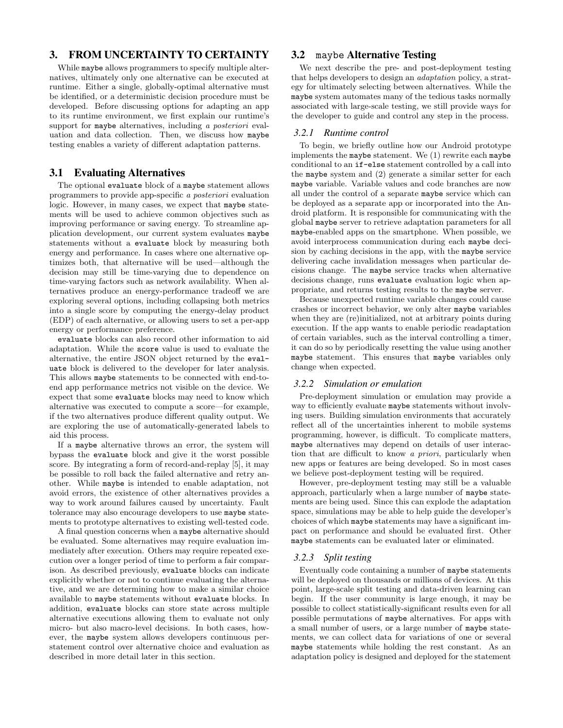## 3. FROM UNCERTAINTY TO CERTAINTY

While `maybe` allows programmers to specify multiple alternatives, ultimately only one alternative can be executed at runtime. Either a single, globally-optimal alternative must be identified, or a deterministic decision procedure must be developed. Before discussing options for adapting an app to its runtime environment, we first explain our runtime's support for `maybe` alternatives, including *a posteriori* evaluation and data collection. Then, we discuss how `maybe` testing enables a variety of different adaptation patterns.

### 3.1 Evaluating Alternatives

The optional `evaluate` block of a `maybe` statement allows programmers to provide app-specific *a posteriori* evaluation logic. However, in many cases, we expect that `maybe` statements will be used to achieve common objectives such as improving performance or saving energy. To streamline application development, our current system evaluates `maybe` statements without a `evaluate` block by measuring both energy and performance. In cases where one alternative optimizes both, that alternative will be used—although the decision may still be time-varying due to dependence on time-varying factors such as network availability. When alternatives produce an energy-performance tradeoff we are exploring several options, including collapsing both metrics into a single score by computing the energy-delay product (EDP) of each alternative, or allowing users to set a per-app energy or performance preference.

`evaluate` blocks can also record other information to aid adaptation. While the `score` value is used to evaluate the alternative, the entire JSON object returned by the `evaluate` block is delivered to the developer for later analysis. This allows `maybe` statements to be connected with end-to-end app performance metrics not visible on the device. We expect that some `evaluate` blocks may need to know which alternative was executed to compute a score—for example, if the two alternatives produce different quality output. We are exploring the use of automatically-generated labels to aid this process.

If a `maybe` alternative throws an error, the system will bypass the `evaluate` block and give it the worst possible score. By integrating a form of record-and-replay [5], it may be possible to roll back the failed alternative and retry another. While `maybe` is intended to enable adaptation, not avoid errors, the existence of other alternatives provides a way to work around failures caused by uncertainty. Fault tolerance may also encourage developers to use `maybe` statements to prototype alternatives to existing well-tested code.

A final question concerns when a `maybe` alternative should be evaluated. Some alternatives may require evaluation immediately after execution. Others may require repeated execution over a longer period of time to perform a fair comparison. As described previously, `evaluate` blocks can indicate explicitly whether or not to continue evaluating the alternative, and we are determining how to make a similar choice available to `maybe` statements without `evaluate` blocks. In addition, `evaluate` blocks can store state across multiple alternative executions allowing them to evaluate not only micro- but also macro-level decisions. In both cases, however, the `maybe` system allows developers continuous per-statement control over alternative choice and evaluation as described in more detail later in this section.

### 3.2 `maybe` Alternative Testing

We next describe the pre- and post-deployment testing that helps developers to design an *adaptation* policy, a strategy for ultimately selecting between alternatives. While the `maybe` system automates many of the tedious tasks normally associated with large-scale testing, we still provide ways for the developer to guide and control any step in the process.

#### 3.2.1 Runtime control

To begin, we briefly outline how our Android prototype implements the `maybe` statement. We (1) rewrite each `maybe` conditional to an `if-else` statement controlled by a call into the `maybe` system and (2) generate a similar setter for each `maybe` variable. Variable values and code branches are now all under the control of a separate `maybe` service which can be deployed as a separate app or incorporated into the Android platform. It is responsible for communicating with the global `maybe` server to retrieve adaptation parameters for all `maybe`-enabled apps on the smartphone. When possible, we avoid interprocess communication during each `maybe` decision by caching decisions in the app, with the `maybe` service delivering cache invalidation messages when particular decisions change. The `maybe` service tracks when alternative decisions change, runs `evaluate` evaluation logic when appropriate, and returns testing results to the `maybe` server.

Because unexpected runtime variable changes could cause crashes or incorrect behavior, we only alter `maybe` variables when they are (re)initialized, not at arbitrary points during execution. If the app wants to enable periodic readaptation of certain variables, such as the interval controlling a timer, it can do so by periodically resetting the value using another `maybe` statement. This ensures that `maybe` variables only change when expected.

#### 3.2.2 Simulation or emulation

Pre-deployment simulation or emulation may provide a way to efficiently evaluate `maybe` statements without involving users. Building simulation environments that accurately reflect all of the uncertainties inherent to mobile systems programming, however, is difficult. To complicate matters, `maybe` alternatives may depend on details of user interaction that are difficult to know *a priori*, particularly when new apps or features are being developed. So in most cases we believe post-deployment testing will be required.

However, pre-deployment testing may still be a valuable approach, particularly when a large number of `maybe` statements are being used. Since this can explode the adaptation space, simulations may be able to help guide the developer's choices of which `maybe` statements may have a significant impact on performance and should be evaluated first. Other `maybe` statements can be evaluated later or eliminated.

#### 3.2.3 Split testing

Eventually code containing a number of `maybe` statements will be deployed on thousands or millions of devices. At this point, large-scale split testing and data-driven learning can begin. If the user community is large enough, it may be possible to collect statistically-significant results even for all possible permutations of `maybe` alternatives. For apps with a small number of users, or a large number of `maybe` statements, we can collect data for variations of one or several `maybe` statements while holding the rest constant. As an adaptation policy is designed and deployed for the statement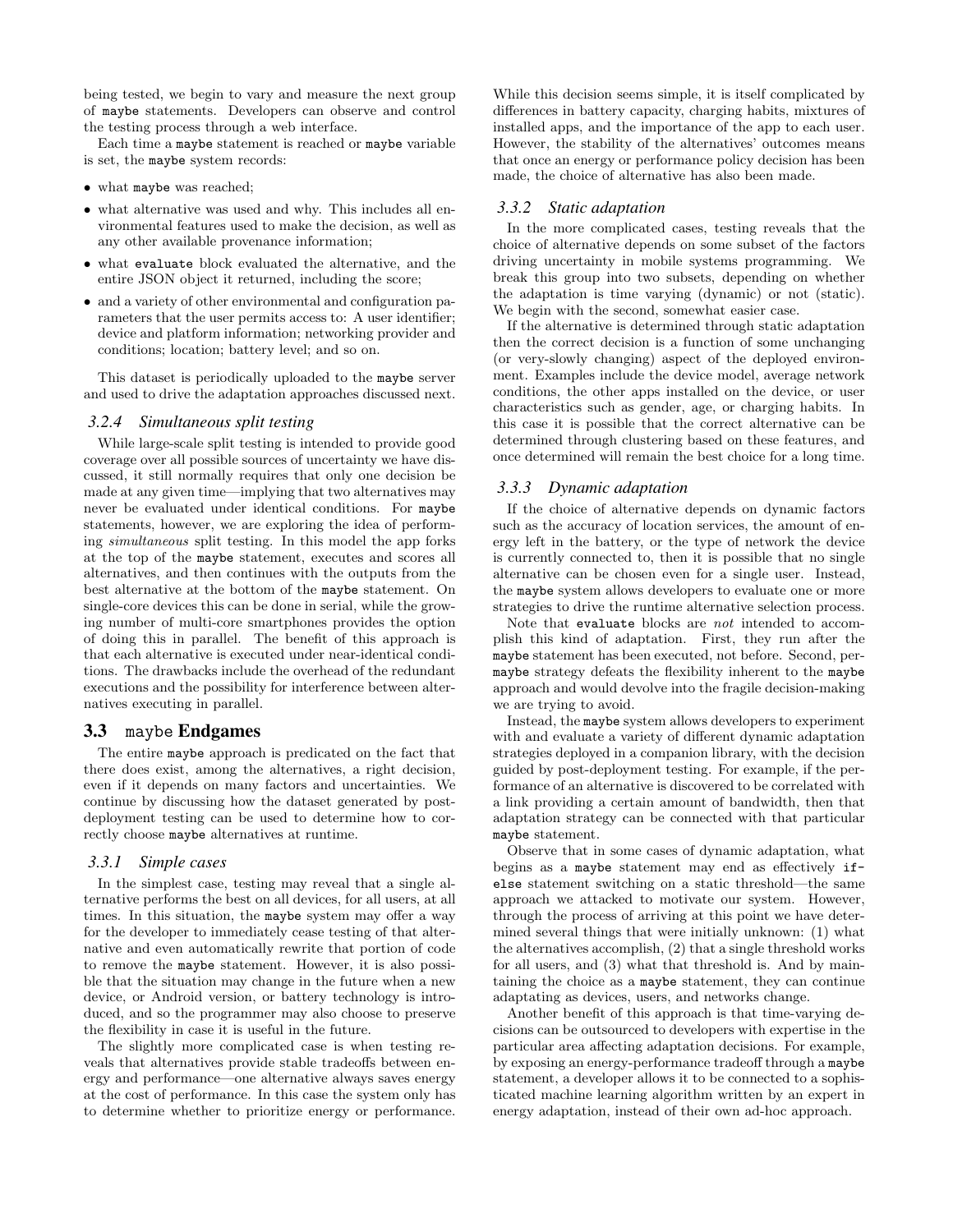being tested, we begin to vary and measure the next group of `maybe` statements. Developers can observe and control the testing process through a web interface.

Each time a `maybe` statement is reached or `maybe` variable is set, the `maybe` system records:

- what `maybe` was reached;
- what alternative was used and why. This includes all environmental features used to make the decision, as well as any other available provenance information;
- what `evaluate` block evaluated the alternative, and the entire JSON object it returned, including the score;
- and a variety of other environmental and configuration parameters that the user permits access to: A user identifier; device and platform information; networking provider and conditions; location; battery level; and so on.

This dataset is periodically uploaded to the `maybe` server and used to drive the adaptation approaches discussed next.

#### 3.2.4 Simultaneous split testing

While large-scale split testing is intended to provide good coverage over all possible sources of uncertainty we have discussed, it still normally requires that only one decision be made at any given time—implying that two alternatives may never be evaluated under identical conditions. For `maybe` statements, however, we are exploring the idea of performing *simultaneous* split testing. In this model the app forks at the top of the `maybe` statement, executes and scores all alternatives, and then continues with the outputs from the best alternative at the bottom of the `maybe` statement. On single-core devices this can be done in serial, while the growing number of multi-core smartphones provides the option of doing this in parallel. The benefit of this approach is that each alternative is executed under near-identical conditions. The drawbacks include the overhead of the redundant executions and the possibility for interference between alternatives executing in parallel.

### 3.3 `maybe` Endgames

The entire `maybe` approach is predicated on the fact that there does exist, among the alternatives, a right decision, even if it depends on many factors and uncertainties. We continue by discussing how the dataset generated by post-deployment testing can be used to determine how to correctly choose `maybe` alternatives at runtime.

#### 3.3.1 Simple cases

In the simplest case, testing may reveal that a single alternative performs the best on all devices, for all users, at all times. In this situation, the `maybe` system may offer a way for the developer to immediately cease testing of that alternative and even automatically rewrite that portion of code to remove the `maybe` statement. However, it is also possible that the situation may change in the future when a new device, or Android version, or battery technology is introduced, and so the programmer may also choose to preserve the flexibility in case it is useful in the future.

The slightly more complicated case is when testing reveals that alternatives provide stable tradeoffs between energy and performance—one alternative always saves energy at the cost of performance. In this case the system only has to determine whether to prioritize energy or performance. While this decision seems simple, it is itself complicated by differences in battery capacity, charging habits, mixtures of installed apps, and the importance of the app to each user. However, the stability of the alternatives' outcomes means that once an energy or performance policy decision has been made, the choice of alternative has also been made.

#### 3.3.2 Static adaptation

In the more complicated cases, testing reveals that the choice of alternative depends on some subset of the factors driving uncertainty in mobile systems programming. We break this group into two subsets, depending on whether the adaptation is time varying (dynamic) or not (static). We begin with the second, somewhat easier case.

If the alternative is determined through static adaptation then the correct decision is a function of some unchanging (or very-slowly changing) aspect of the deployed environment. Examples include the device model, average network conditions, the other apps installed on the device, or user characteristics such as gender, age, or charging habits. In this case it is possible that the correct alternative can be determined through clustering based on these features, and once determined will remain the best choice for a long time.

#### 3.3.3 Dynamic adaptation

If the choice of alternative depends on dynamic factors such as the accuracy of location services, the amount of energy left in the battery, or the type of network the device is currently connected to, then it is possible that no single alternative can be chosen even for a single user. Instead, the `maybe` system allows developers to evaluate one or more strategies to drive the runtime alternative selection process.

Note that `evaluate` blocks are *not* intended to accomplish this kind of adaptation. First, they run after the `maybe` statement has been executed, not before. Second, per-`maybe` strategy defeats the flexibility inherent to the `maybe` approach and would devolve into the fragile decision-making we are trying to avoid.

Instead, the `maybe` system allows developers to experiment with and evaluate a variety of different dynamic adaptation strategies deployed in a companion library, with the decision guided by post-deployment testing. For example, if the performance of an alternative is discovered to be correlated with a link providing a certain amount of bandwidth, then that adaptation strategy can be connected with that particular `maybe` statement.

Observe that in some cases of dynamic adaptation, what begins as a `maybe` statement may end as effectively `if-else` statement switching on a static threshold—the same approach we attacked to motivate our system. However, through the process of arriving at this point we have determined several things that were initially unknown: (1) what the alternatives accomplish, (2) that a single threshold works for all users, and (3) what that threshold is. And by maintaining the choice as a `maybe` statement, they can continue adaptating as devices, users, and networks change.

Another benefit of this approach is that time-varying decisions can be outsourced to developers with expertise in the particular area affecting adaptation decisions. For example, by exposing an energy-performance tradeoff through a `maybe` statement, a developer allows it to be connected to a sophisticated machine learning algorithm written by an expert in energy adaptation, instead of their own ad-hoc approach.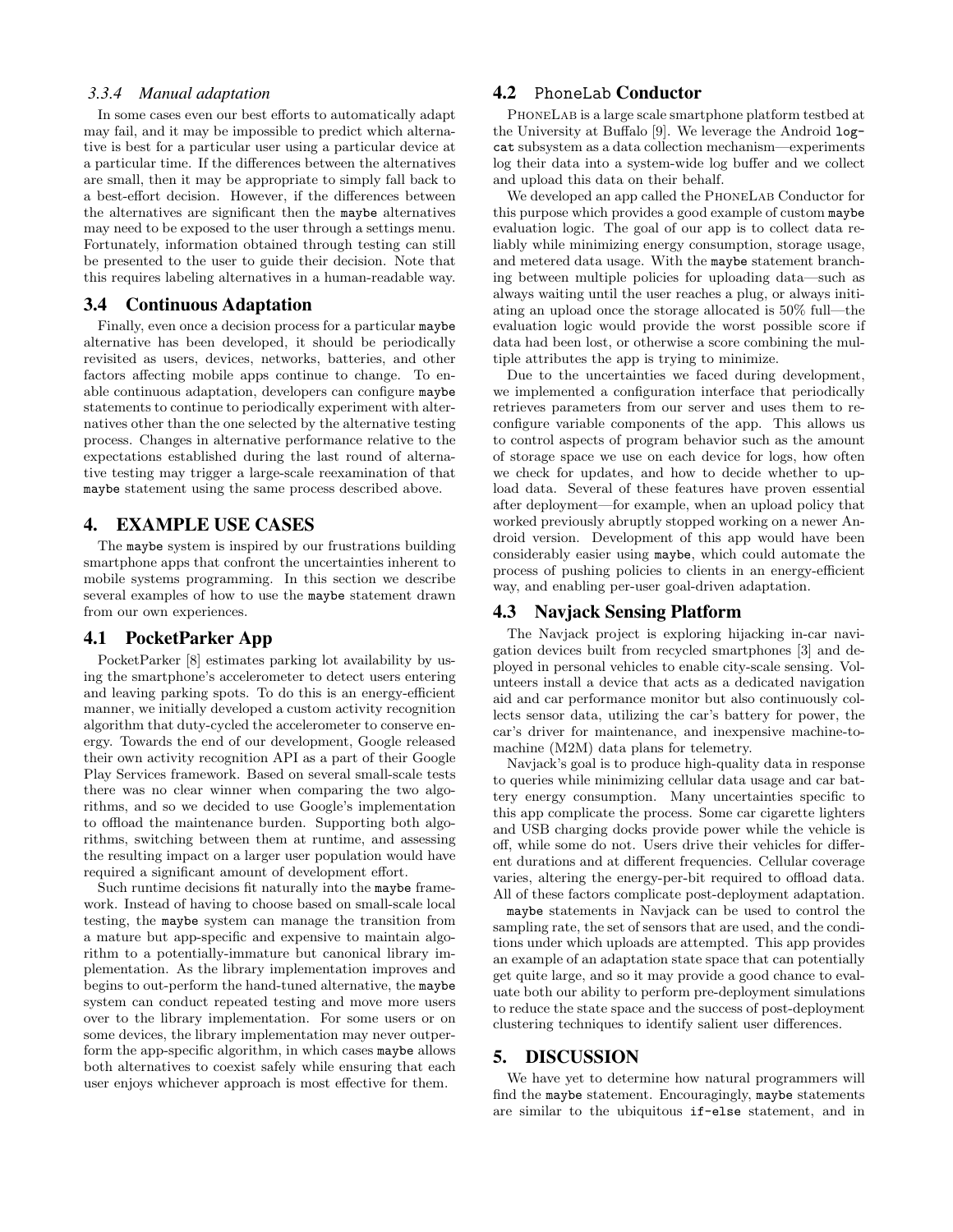#### 3.3.4 Manual adaptation

In some cases even our best efforts to automatically adapt may fail, and it may be impossible to predict which alternative is best for a particular user using a particular device at a particular time. If the differences between the alternatives are small, then it may be appropriate to simply fall back to a best-effort decision. However, if the differences between the alternatives are significant then the `maybe` alternatives may need to be exposed to the user through a settings menu. Fortunately, information obtained through testing can still be presented to the user to guide their decision. Note that this requires labeling alternatives in a human-readable way.

### 3.4 Continuous Adaptation

Finally, even once a decision process for a particular `maybe` alternative has been developed, it should be periodically revisited as users, devices, networks, batteries, and other factors affecting mobile apps continue to change. To enable continuous adaptation, developers can configure `maybe` statements to continue to periodically experiment with alternatives other than the one selected by the alternative testing process. Changes in alternative performance relative to the expectations established during the last round of alternative testing may trigger a large-scale reexamination of that `maybe` statement using the same process described above.

## 4. EXAMPLE USE CASES

The `maybe` system is inspired by our frustrations building smartphone apps that confront the uncertainties inherent to mobile systems programming. In this section we describe several examples of how to use the `maybe` statement drawn from our own experiences.

### 4.1 PocketParker App

PocketParker [8] estimates parking lot availability by using the smartphone's accelerometer to detect users entering and leaving parking spots. To do this is an energy-efficient manner, we initially developed a custom activity recognition algorithm that duty-cycled the accelerometer to conserve energy. Towards the end of our development, Google released their own activity recognition API as a part of their Google Play Services framework. Based on several small-scale tests there was no clear winner when comparing the two algorithms, and so we decided to use Google's implementation to offload the maintenance burden. Supporting both algorithms, switching between them at runtime, and assessing the resulting impact on a larger user population would have required a significant amount of development effort.

Such runtime decisions fit naturally into the `maybe` framework. Instead of having to choose based on small-scale local testing, the `maybe` system can manage the transition from a mature but app-specific and expensive to maintain algorithm to a potentially-immature but canonical library implementation. As the library implementation improves and begins to out-perform the hand-tuned alternative, the `maybe` system can conduct repeated testing and move more users over to the library implementation. For some users or on some devices, the library implementation may never outperform the app-specific algorithm, in which cases `maybe` allows both alternatives to coexist safely while ensuring that each user enjoys whichever approach is most effective for them.

### 4.2 PhoneLab Conductor

PhoneLab is a large scale smartphone platform testbed at the University at Buffalo [9]. We leverage the Android `logcat` subsystem as a data collection mechanism—experiments log their data into a system-wide log buffer and we collect and upload this data on their behalf.

We developed an app called the PhoneLab Conductor for this purpose which provides a good example of custom `maybe` evaluation logic. The goal of our app is to collect data reliably while minimizing energy consumption, storage usage, and metered data usage. With the `maybe` statement branching between multiple policies for uploading data—such as always waiting until the user reaches a plug, or always initiating an upload once the storage allocated is 50% full—the evaluation logic would provide the worst possible score if data had been lost, or otherwise a score combining the multiple attributes the app is trying to minimize.

Due to the uncertainties we faced during development, we implemented a configuration interface that periodically retrieves parameters from our server and uses them to reconfigure variable components of the app. This allows us to control aspects of program behavior such as the amount of storage space we use on each device for logs, how often we check for updates, and how to decide whether to upload data. Several of these features have proven essential after deployment—for example, when an upload policy that worked previously abruptly stopped working on a newer Android version. Development of this app would have been considerably easier using `maybe`, which could automate the process of pushing policies to clients in an energy-efficient way, and enabling per-user goal-driven adaptation.

### 4.3 Navjack Sensing Platform

The Navjack project is exploring hijacking in-car navigation devices built from recycled smartphones [3] and deployed in personal vehicles to enable city-scale sensing. Volunteers install a device that acts as a dedicated navigation aid and car performance monitor but also continuously collects sensor data, utilizing the car's battery for power, the car's driver for maintenance, and inexpensive machine-to-machine (M2M) data plans for telemetry.

Navjack's goal is to produce high-quality data in response to queries while minimizing cellular data usage and car battery energy consumption. Many uncertainties specific to this app complicate the process. Some car cigarette lighters and USB charging docks provide power while the vehicle is off, while some do not. Users drive their vehicles for different durations and at different frequencies. Cellular coverage varies, altering the energy-per-bit required to offload data. All of these factors complicate post-deployment adaptation.

`maybe` statements in Navjack can be used to control the sampling rate, the set of sensors that are used, and the conditions under which uploads are attempted. This app provides an example of an adaptation state space that can potentially get quite large, and so it may provide a good chance to evaluate both our ability to perform pre-deployment simulations to reduce the state space and the success of post-deployment clustering techniques to identify salient user differences.

## 5. DISCUSSION

We have yet to determine how natural programmers will find the `maybe` statement. Encouragingly, `maybe` statements are similar to the ubiquitous `if-else` statement, and in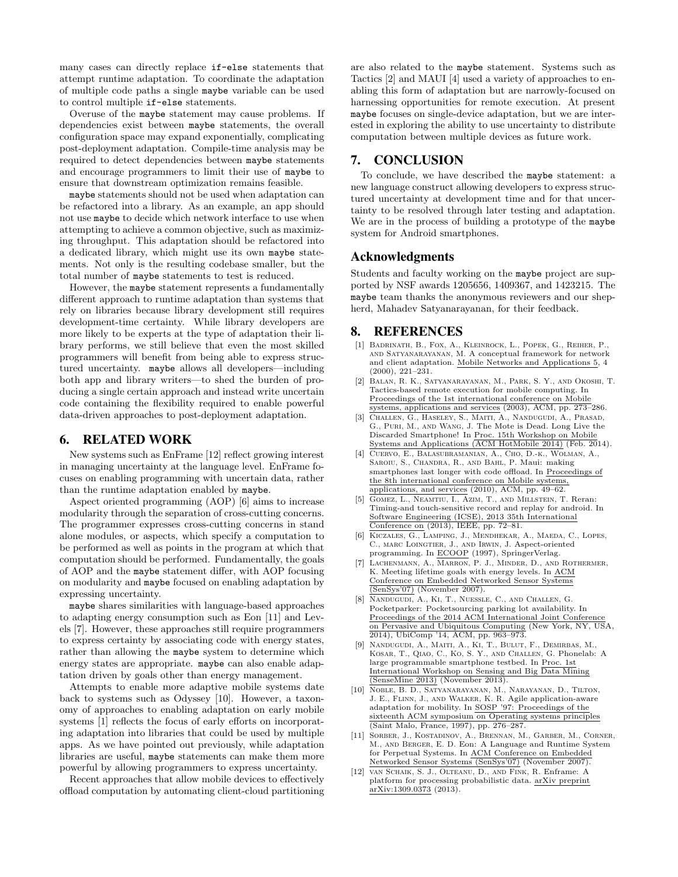many cases can directly replace `if-else` statements that attempt runtime adaptation. To coordinate the adaptation of multiple code paths a single `maybe` variable can be used to control multiple `if-else` statements.

Overuse of the `maybe` statement may cause problems. If dependencies exist between `maybe` statements, the overall configuration space may expand exponentially, complicating post-deployment adaptation. Compile-time analysis may be required to detect dependencies between `maybe` statements and encourage programmers to limit their use of `maybe` to ensure that downstream optimization remains feasible.

`maybe` statements should not be used when adaptation can be refactored into a library. As an example, an app should not use `maybe` to decide which network interface to use when attempting to achieve a common objective, such as maximizing throughput. This adaptation should be refactored into a dedicated library, which might use its own `maybe` statements. Not only is the resulting codebase smaller, but the total number of `maybe` statements to test is reduced.

However, the `maybe` statement represents a fundamentally different approach to runtime adaptation than systems that rely on libraries because library development still requires development-time certainty. While library developers are more likely to be experts at the type of adaptation their library performs, we still believe that even the most skilled programmers will benefit from being able to express structured uncertainty. `maybe` allows all developers—including both app and library writers—to shed the burden of producing a single certain approach and instead write uncertain code containing the flexibility required to enable powerful data-driven approaches to post-deployment adaptation.

# 6. RELATED WORK

New systems such as EnFrame [12] reflect growing interest in managing uncertainty at the language level. EnFrame focuses on enabling programming with uncertain data, rather than the runtime adaptation enabled by `maybe`.

Aspect oriented programming (AOP) [6] aims to increase modularity through the separation of cross-cutting concerns. The programmer expresses cross-cutting concerns in stand alone modules, or aspects, which specify a computation to be performed as well as points in the program at which that computation should be performed. Fundamentally, the goals of AOP and the `maybe` statement differ, with AOP focusing on modularity and `maybe` focused on enabling adaptation by expressing uncertainty.

`maybe` shares similarities with language-based approaches to adapting energy consumption such as Eon [11] and Levels [7]. However, these approaches still require programmers to express certainty by associating code with energy states, rather than allowing the `maybe` system to determine which energy states are appropriate. `maybe` can also enable adaptation driven by goals other than energy management.

Attempts to enable more adaptive mobile systems date back to systems such as Odyssey [10]. However, a taxonomy of approaches to enabling adaptation on early mobile systems [1] reflects the focus of early efforts on incorporating adaptation into libraries that could be used by multiple apps. As we have pointed out previously, while adaptation libraries are useful, `maybe` statements can make them more powerful by allowing programmers to express uncertainty.

Recent approaches that allow mobile devices to effectively offload computation by automating client-cloud partitioning are also related to the `maybe` statement. Systems such as Tactics [2] and MAUI [4] used a variety of approaches to enabling this form of adaptation but are narrowly-focused on harnessing opportunities for remote execution. At present `maybe` focuses on single-device adaptation, but we are interested in exploring the ability to use uncertainty to distribute computation between multiple devices as future work.

# 7. CONCLUSION

To conclude, we have described the `maybe` statement: a new language construct allowing developers to express structured uncertainty at development time and for that uncertainty to be resolved through later testing and adaptation. We are in the process of building a prototype of the `maybe` system for Android smartphones.

## Acknowledgments

Students and faculty working on the `maybe` project are supported by NSF awards 1205656, 1409367, and 1423215. The `maybe` team thanks the anonymous reviewers and our shepherd, Mahadev Satyanarayanan, for their feedback.

# 8. REFERENCES

[1] Badrinath, B., Fox, A., Kleinrock, L., Popek, G., Reiher, P., and Satyanarayanan, M. A conceptual framework for network and client adaptation. Mobile Networks and Applications 5, 4 (2000), 221–231.

[2] Balan, R. K., Satyanarayanan, M., Park, S. Y., and Okoshi, T. Tactics-based remote execution for mobile computing. In Proceedings of the 1st international conference on Mobile systems, applications and services (2003), ACM, pp. 273–286.

[3] Challen, G., Haseley, S., Maiti, A., Nandugudi, A., Prasad, G., Puri, M., and Wang, J. The Mote is Dead. Long Live the Discarded Smartphone! In Proc. 15th Workshop on Mobile Systems and Applications (ACM HotMobile 2014) (Feb. 2014).

[4] Cuervo, E., Balasubramanian, A., Cho, D.-k., Wolman, A., Saroiu, S., Chandra, R., and Bahl, P. Maui: making smartphones last longer with code offload. In Proceedings of the 8th international conference on Mobile systems, applications, and services (2010), ACM, pp. 49–62.

[5] Gomez, L., Neamtiu, I., Azim, T., and Millstein, T. Reran: Timing-and touch-sensitive record and replay for android. In Software Engineering (ICSE), 2013 35th International Conference on (2013), IEEE, pp. 72–81.

[6] Kiczales, G., Lamping, J., Mendhekar, A., Maeda, C., Lopes, C., marc Loingtier, J., and Irwin, J. Aspect-oriented programming. In ECOOP (1997), SpringerVerlag.

[7] Lachenmann, A., Marron, P. J., Minder, D., and Rothermer, K. Meeting lifetime goals with energy levels. In ACM Conference on Embedded Networked Sensor Systems (SenSys'07) (November 2007).

[8] Nandugudi, A., Ki, T., Nuessle, C., and Challen, G. Pocketparker: Pocketsourcing parking lot availability. In Proceedings of the 2014 ACM International Joint Conference on Pervasive and Ubiquitous Computing (New York, NY, USA, 2014), UbiComp '14, ACM, pp. 963–973.

[9] Nandugudi, A., Maiti, A., Ki, T., Bulut, F., Demirbas, M., Kosar, T., Qiao, C., Ko, S. Y., and Challen, G. Phonelab: A large programmable smartphone testbed. In Proc. 1st International Workshop on Sensing and Big Data Mining (SenseMine 2013) (November 2013).

[10] Noble, B. D., Satyanarayanan, M., Narayanan, D., Tilton, J. E., Flinn, J., and Walker, K. R. Agile application-aware adaptation for mobility. In SOSP '97: Proceedings of the sixteenth ACM symposium on Operating systems principles (Saint Malo, France, 1997), pp. 276–287.

[11] Sorber, J., Kostadinov, A., Brennan, M., Garber, M., Corner, M., and Berger, E. D. Eon: A Language and Runtime System for Perpetual Systems. In ACM Conference on Embedded Networked Sensor Systems (SenSys'07) (November 2007).

[12] van Schaik, S. J., Olteanu, D., and Fink, R. Enframe: A platform for processing probabilistic data. arXiv preprint arXiv:1309.0373 (2013).